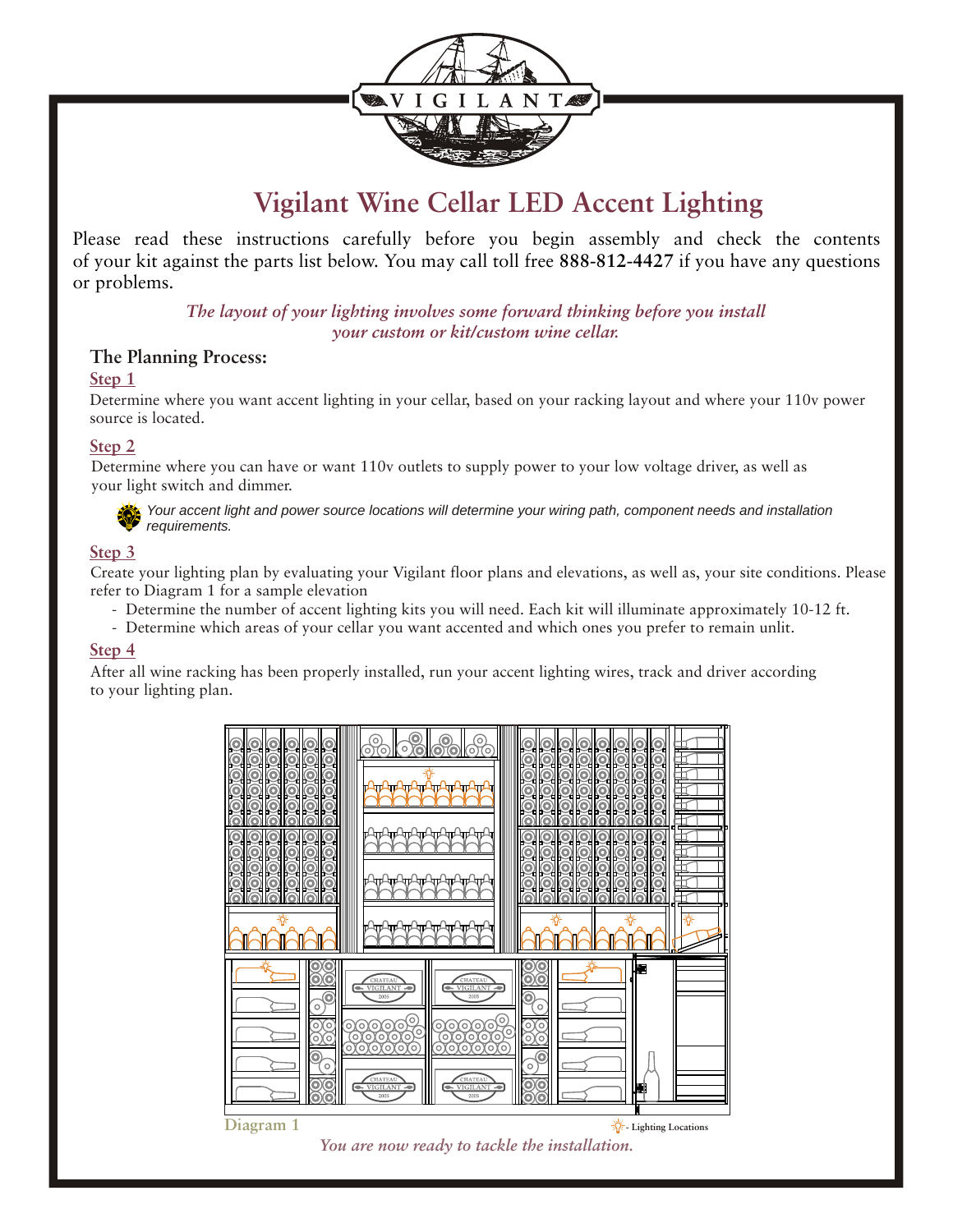# Vigilant Wine Cellar LED Accent Lighting

Please read these instructions carefully before you begin assembly and check the contents of your kit against the parts list below. You may call toll free **888-812-4427** if you have any questions or problems.

*The layout of your lighting involves some forward thinking before you install your custom or kit/custom wine cellar.*

## The Planning Process:

### Step 1

Determine where you want accent lighting in your cellar, based on your racking layout and where your 110v power source is located.

### Step 2

Determine where you can have or want 110v outlets to supply power to your low voltage driver, as well as your light switch and dimmer.

*Your accent light and power source locations will determine your wiring path, component needs and installation requirements.*

### Step 3

Create your lighting plan by evaluating your Vigilant floor plans and elevations, as well as, your site conditions. Please refer to Diagram 1 for a sample elevation

- Determine the number of accent lighting kits you will need. Each kit will illuminate approximately 10-12 ft.
- Determine which areas of your cellar you want accented and which ones you prefer to remain unlit.

### Step 4

After all wine racking has been properly installed, run your accent lighting wires, track and driver according to your lighting plan.

Diagram 1

- Lighting Locations

*You are now ready to tackle the installation.*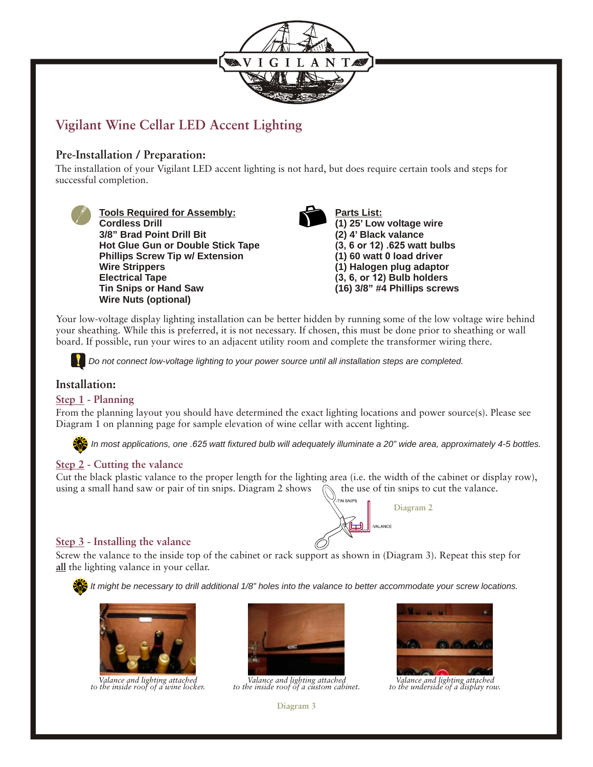# Vigilant Wine Cellar LED Accent Lighting

## Pre-Installation / Preparation:

The installation of your Vigilant LED accent lighting is not hard, but does require certain tools and steps for successful completion.

**Tools Required for Assembly:**
- **Cordless Drill**
- **3/8" Brad Point Drill Bit**
- **Hot Glue Gun or Double Stick Tape**
- **Phillips Screw Tip w/ Extension**
- **Wire Strippers**
- **Electrical Tape**
- **Tin Snips or Hand Saw**
- **Wire Nuts (optional)**

**Parts List:**
- **(1) 25' Low voltage wire**
- **(2) 4' Black valance**
- **(3, 6 or 12) .625 watt bulbs**
- **(1) 60 watt 0 load driver**
- **(1) Halogen plug adaptor**
- **(3, 6, or 12) Bulb holders**
- **(16) 3/8" #4 Phillips screws**

Your low-voltage display lighting installation can be better hidden by running some of the low voltage wire behind your sheathing. While this is preferred, it is not necessary. If chosen, this must be done prior to sheathing or wall board. If possible, run your wires to an adjacent utility room and complete the transformer wiring there.

*Do not connect low-voltage lighting to your power source until all installation steps are completed.*

## Installation:

### Step 1 - Planning

From the planning layout you should have determined the exact lighting locations and power source(s). Please see Diagram 1 on planning page for sample elevation of wine cellar with accent lighting.

*In most applications, one .625 watt fixtured bulb will adequately illuminate a 20" wide area, approximately 4-5 bottles.*

### Step 2 - Cutting the valance

Cut the black plastic valance to the proper length for the lighting area (i.e. the width of the cabinet or display row), using a small hand saw or pair of tin snips. Diagram 2 shows the use of tin snips to cut the valance.

TIN SNIPS

VALANCE

Diagram 2

### Step 3 - Installing the valance

Screw the valance to the inside top of the cabinet or rack support as shown in (Diagram 3). Repeat this step for **all** the lighting valance in your cellar.

*It might be necessary to drill additional 1/8" holes into the valance to better accommodate your screw locations.*

*Valance and lighting attached to the inside roof of a wine locker.*

*Valance and lighting attached to the inside roof of a custom cabinet.*

*Valance and lighting attached to the underside of a display row.*

Diagram 3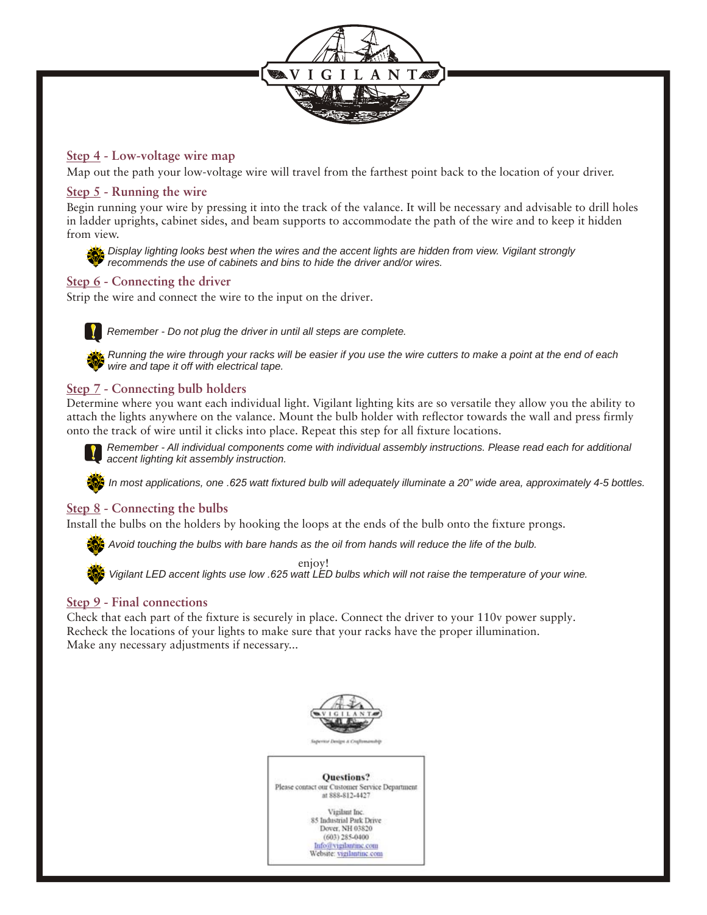## Step 4 - Low-voltage wire map

Map out the path your low-voltage wire will travel from the farthest point back to the location of your driver.

## Step 5 - Running the wire

Begin running your wire by pressing it into the track of the valance. It will be necessary and advisable to drill holes in ladder uprights, cabinet sides, and beam supports to accommodate the path of the wire and to keep it hidden from view.

*Display lighting looks best when the wires and the accent lights are hidden from view. Vigilant strongly recommends the use of cabinets and bins to hide the driver and/or wires.*

## Step 6 - Connecting the driver

Strip the wire and connect the wire to the input on the driver.

*Remember - Do not plug the driver in until all steps are complete.*

*Running the wire through your racks will be easier if you use the wire cutters to make a point at the end of each wire and tape it off with electrical tape.*

## Step 7 - Connecting bulb holders

Determine where you want each individual light. Vigilant lighting kits are so versatile they allow you the ability to attach the lights anywhere on the valance. Mount the bulb holder with reflector towards the wall and press firmly onto the track of wire until it clicks into place. Repeat this step for all fixture locations.

*Remember - All individual components come with individual assembly instructions. Please read each for additional accent lighting kit assembly instruction.*

*In most applications, one .625 watt fixtured bulb will adequately illuminate a 20" wide area, approximately 4-5 bottles.*

## Step 8 - Connecting the bulbs

Install the bulbs on the holders by hooking the loops at the ends of the bulb onto the fixture prongs.

*Avoid touching the bulbs with bare hands as the oil from hands will reduce the life of the bulb.*

enjoy!

*Vigilant LED accent lights use low .625 watt LED bulbs which will not raise the temperature of your wine.*

## Step 9 - Final connections

Check that each part of the fixture is securely in place. Connect the driver to your 110v power supply.
Recheck the locations of your lights to make sure that your racks have the proper illumination.
Make any necessary adjustments if necessary...

Superior Design & Craftsmanship

**Questions?**
Please contact our Customer Service Department at 888-812-4427

Vigilant Inc.
85 Industrial Park Drive
Dover, NH 03820
(603) 285-0400
Info@vigilantinc.com
Website: vigilantinc.com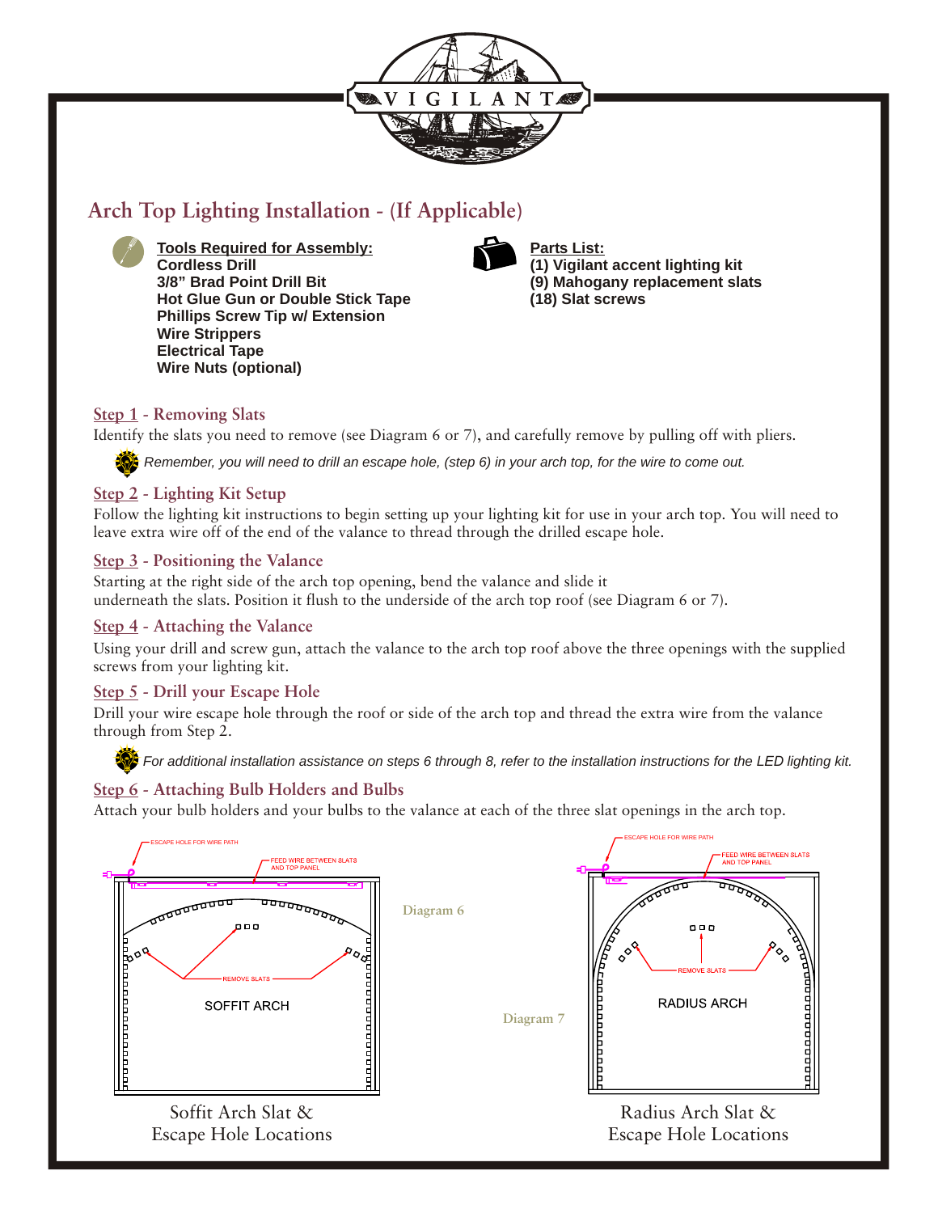# Arch Top Lighting Installation - (If Applicable)

**Tools Required for Assembly:**
**Cordless Drill**
**3/8" Brad Point Drill Bit**
**Hot Glue Gun or Double Stick Tape**
**Phillips Screw Tip w/ Extension**
**Wire Strippers**
**Electrical Tape**
**Wire Nuts (optional)**

**Parts List:**
**(1) Vigilant accent lighting kit**
**(9) Mahogany replacement slats**
**(18) Slat screws**

## Step 1 - Removing Slats

Identify the slats you need to remove (see Diagram 6 or 7), and carefully remove by pulling off with pliers.

*Remember, you will need to drill an escape hole, (step 6) in your arch top, for the wire to come out.*

## Step 2 - Lighting Kit Setup

Follow the lighting kit instructions to begin setting up your lighting kit for use in your arch top. You will need to leave extra wire off of the end of the valance to thread through the drilled escape hole.

## Step 3 - Positioning the Valance

Starting at the right side of the arch top opening, bend the valance and slide it underneath the slats. Position it flush to the underside of the arch top roof (see Diagram 6 or 7).

## Step 4 - Attaching the Valance

Using your drill and screw gun, attach the valance to the arch top roof above the three openings with the supplied screws from your lighting kit.

## Step 5 - Drill your Escape Hole

Drill your wire escape hole through the roof or side of the arch top and thread the extra wire from the valance through from Step 2.

*For additional installation assistance on steps 6 through 8, refer to the installation instructions for the LED lighting kit.*

## Step 6 - Attaching Bulb Holders and Bulbs

Attach your bulb holders and your bulbs to the valance at each of the three slat openings in the arch top.

Diagram 6

ESCAPE HOLE FOR WIRE PATH
FEED WIRE BETWEEN SLATS AND TOP PANEL
REMOVE SLATS
SOFFIT ARCH

Soffit Arch Slat & Escape Hole Locations

Diagram 7

ESCAPE HOLE FOR WIRE PATH
FEED WIRE BETWEEN SLATS AND TOP PANEL
REMOVE SLATS
RADIUS ARCH

Radius Arch Slat & Escape Hole Locations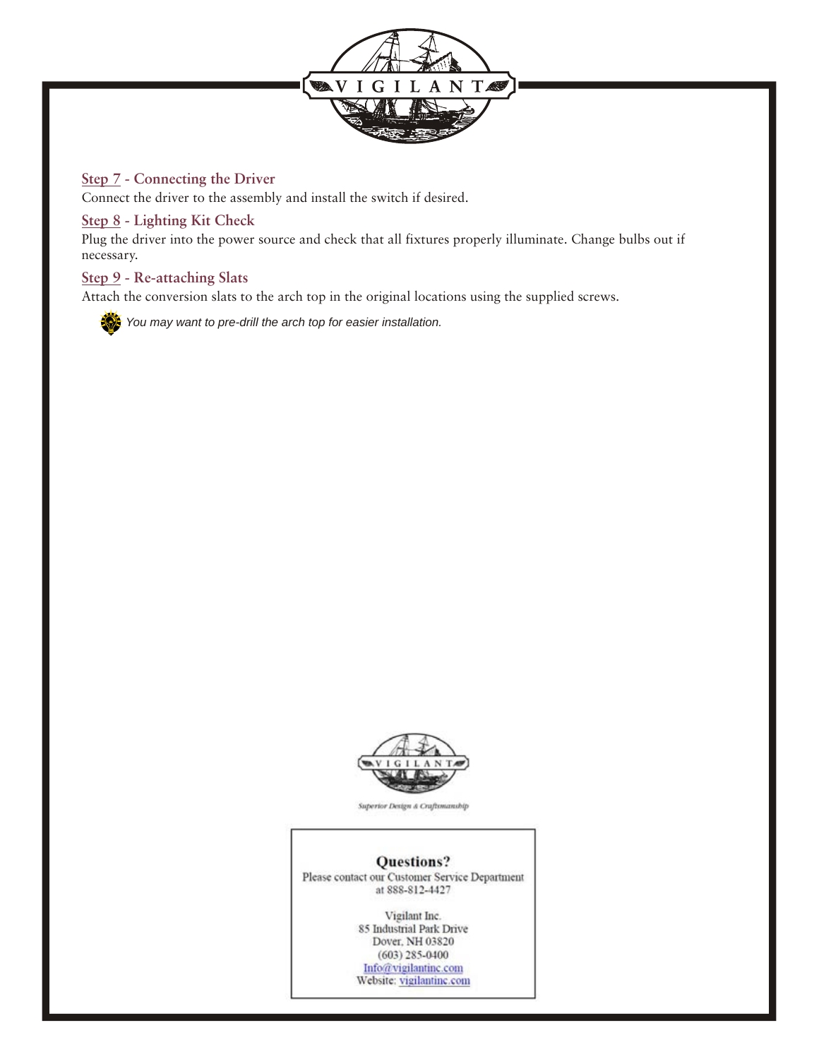## Step 7 - Connecting the Driver

Connect the driver to the assembly and install the switch if desired.

## Step 8 - Lighting Kit Check

Plug the driver into the power source and check that all fixtures properly illuminate. Change bulbs out if necessary.

## Step 9 - Re-attaching Slats

Attach the conversion slats to the arch top in the original locations using the supplied screws.

*You may want to pre-drill the arch top for easier installation.*

VIGILANT

*Superior Design & Craftsmanship*

**Questions?**
Please contact our Customer Service Department
at 888-812-4427

Vigilant Inc.
85 Industrial Park Drive
Dover, NH 03820
(603) 285-0400
Info@vigilantinc.com
Website: vigilantinc.com